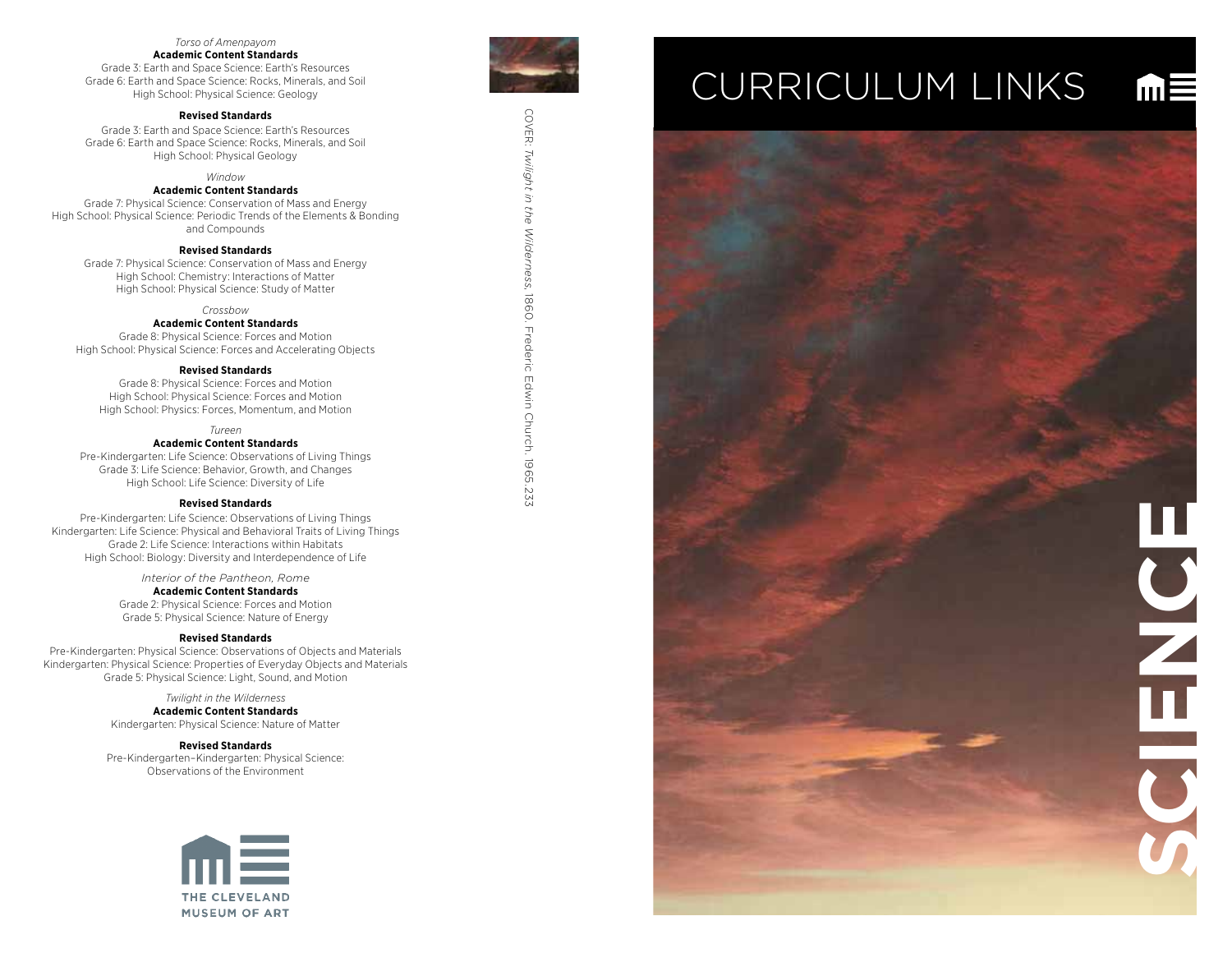*Torso of Amenpayom*

**Academic Content Standards**

Grade 3: Earth and Space Science: Earth's Resources
Grade 6: Earth and Space Science: Rocks, Minerals, and Soil
High School: Physical Science: Geology

**Revised Standards**

Grade 3: Earth and Space Science: Earth's Resources
Grade 6: Earth and Space Science: Rocks, Minerals, and Soil
High School: Physical Geology

*Window*

**Academic Content Standards**

Grade 7: Physical Science: Conservation of Mass and Energy
High School: Physical Science: Periodic Trends of the Elements & Bonding and Compounds

**Revised Standards**

Grade 7: Physical Science: Conservation of Mass and Energy
High School: Chemistry: Interactions of Matter
High School: Physical Science: Study of Matter

*Crossbow*

**Academic Content Standards**

Grade 8: Physical Science: Forces and Motion
High School: Physical Science: Forces and Accelerating Objects

**Revised Standards**

Grade 8: Physical Science: Forces and Motion
High School: Physical Science: Forces and Motion
High School: Physics: Forces, Momentum, and Motion

*Tureen*

**Academic Content Standards**

Pre-Kindergarten: Life Science: Observations of Living Things
Grade 3: Life Science: Behavior, Growth, and Changes
High School: Life Science: Diversity of Life

**Revised Standards**

Pre-Kindergarten: Life Science: Observations of Living Things
Kindergarten: Life Science: Physical and Behavioral Traits of Living Things
Grade 2: Life Science: Interactions within Habitats
High School: Biology: Diversity and Interdependence of Life

*Interior of the Pantheon, Rome*

**Academic Content Standards**

Grade 2: Physical Science: Forces and Motion
Grade 5: Physical Science: Nature of Energy

**Revised Standards**

Pre-Kindergarten: Physical Science: Observations of Objects and Materials
Kindergarten: Physical Science: Properties of Everyday Objects and Materials
Grade 5: Physical Science: Light, Sound, and Motion

*Twilight in the Wilderness*

**Academic Content Standards**

Kindergarten: Physical Science: Nature of Matter

**Revised Standards**

Pre-Kindergarten–Kindergarten: Physical Science: Observations of the Environment

THE CLEVELAND MUSEUM OF ART

COVER: *Twilight in the Wilderness*, 1860. Frederic Edwin Church. 1965.233

# CURRICULUM LINKS

# SCIENCE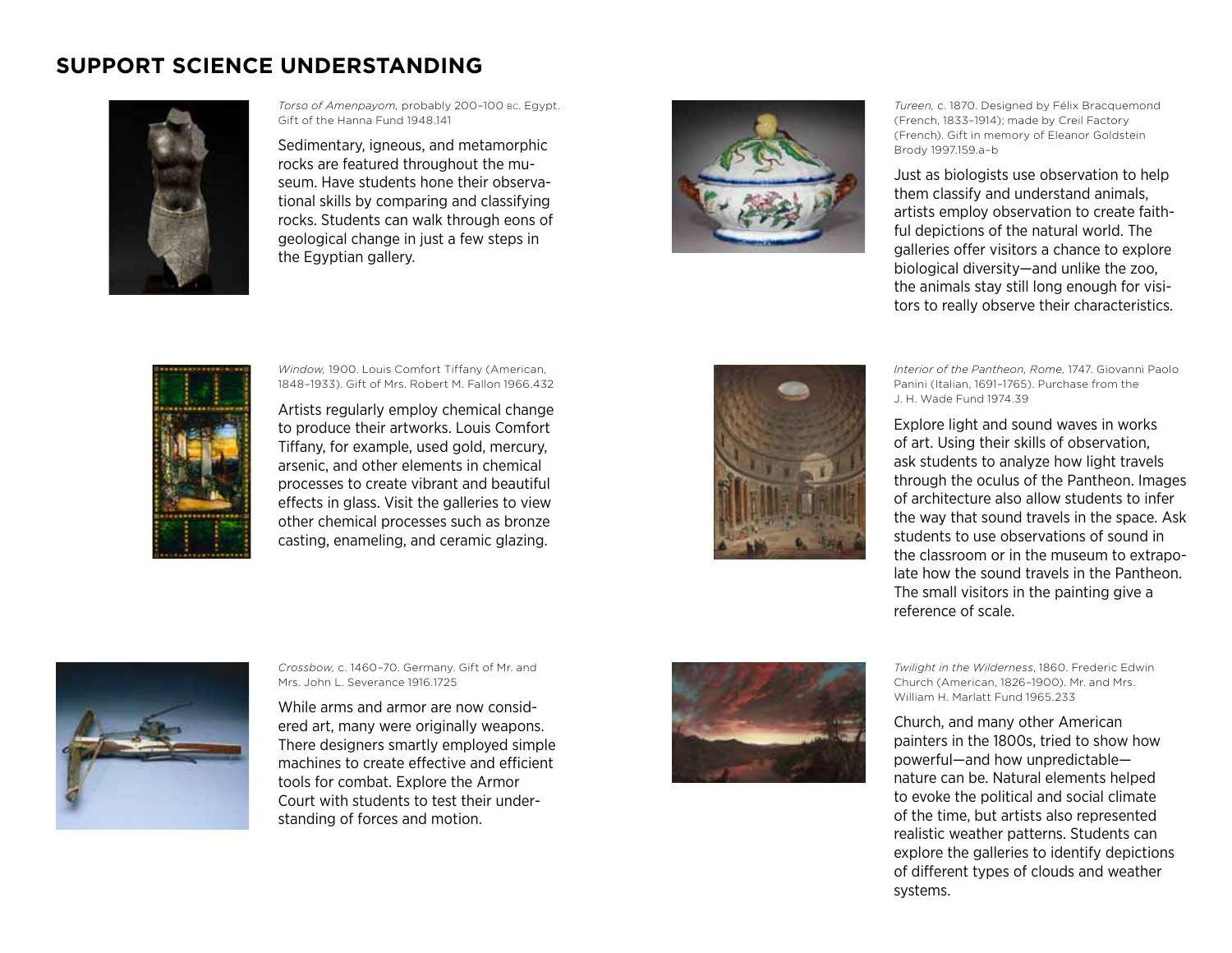## SUPPORT SCIENCE UNDERSTANDING

*Torso of Amenpayom*, probably 200–100 BC. Egypt. Gift of the Hanna Fund 1948.141

Sedimentary, igneous, and metamorphic rocks are featured throughout the museum. Have students hone their observational skills by comparing and classifying rocks. Students can walk through eons of geological change in just a few steps in the Egyptian gallery.

*Window*, 1900. Louis Comfort Tiffany (American, 1848–1933). Gift of Mrs. Robert M. Fallon 1966.432

Artists regularly employ chemical change to produce their artworks. Louis Comfort Tiffany, for example, used gold, mercury, arsenic, and other elements in chemical processes to create vibrant and beautiful effects in glass. Visit the galleries to view other chemical processes such as bronze casting, enameling, and ceramic glazing.

*Crossbow*, c. 1460–70. Germany. Gift of Mr. and Mrs. John L. Severance 1916.1725

While arms and armor are now considered art, many were originally weapons. There designers smartly employed simple machines to create effective and efficient tools for combat. Explore the Armor Court with students to test their understanding of forces and motion.

*Tureen*, c. 1870. Designed by Félix Bracquemond (French, 1833–1914); made by Creil Factory (French). Gift in memory of Eleanor Goldstein Brody 1997.159.a–b

Just as biologists use observation to help them classify and understand animals, artists employ observation to create faithful depictions of the natural world. The galleries offer visitors a chance to explore biological diversity—and unlike the zoo, the animals stay still long enough for visitors to really observe their characteristics.

*Interior of the Pantheon, Rome*, 1747. Giovanni Paolo Panini (Italian, 1691–1765). Purchase from the J. H. Wade Fund 1974.39

Explore light and sound waves in works of art. Using their skills of observation, ask students to analyze how light travels through the oculus of the Pantheon. Images of architecture also allow students to infer the way that sound travels in the space. Ask students to use observations of sound in the classroom or in the museum to extrapolate how the sound travels in the Pantheon. The small visitors in the painting give a reference of scale.

*Twilight in the Wilderness*, 1860. Frederic Edwin Church (American, 1826–1900). Mr. and Mrs. William H. Marlatt Fund 1965.233

Church, and many other American painters in the 1800s, tried to show how powerful—and how unpredictable—nature can be. Natural elements helped to evoke the political and social climate of the time, but artists also represented realistic weather patterns. Students can explore the galleries to identify depictions of different types of clouds and weather systems.